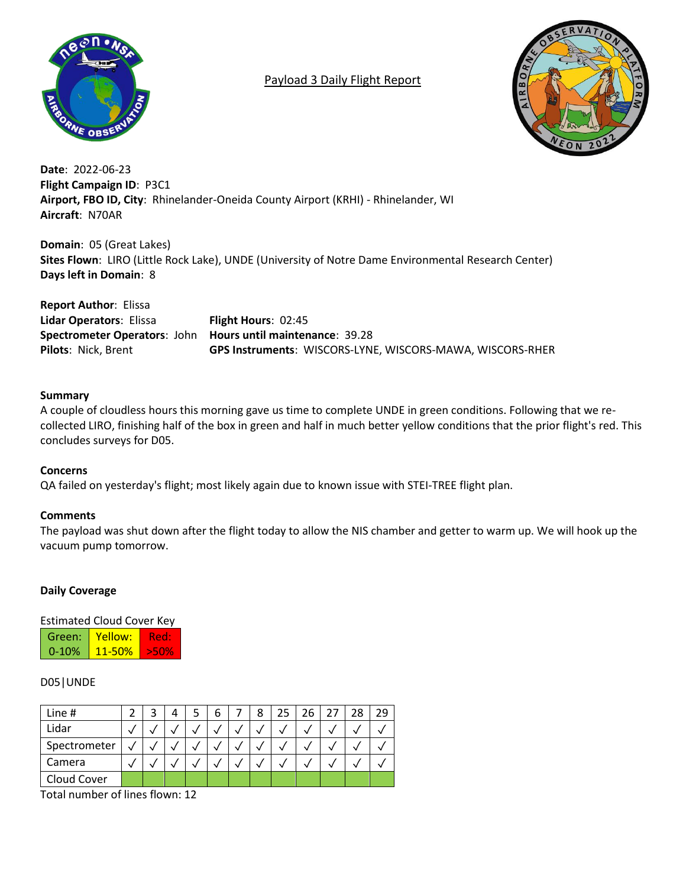# Payload 3 Daily Flight Report

**Date**: 2022-06-23
**Flight Campaign ID**: P3C1
**Airport, FBO ID, City**: Rhinelander-Oneida County Airport (KRHI) - Rhinelander, WI
**Aircraft**: N70AR

**Domain**: 05 (Great Lakes)
**Sites Flown**: LIRO (Little Rock Lake), UNDE (University of Notre Dame Environmental Research Center)
**Days left in Domain**: 8

**Report Author**: Elissa
**Lidar Operators**: Elissa
**Spectrometer Operators**: John
**Pilots**: Nick, Brent
**Flight Hours**: 02:45
**Hours until maintenance**: 39.28
**GPS Instruments**: WISCORS-LYNE, WISCORS-MAWA, WISCORS-RHER

## Summary

A couple of cloudless hours this morning gave us time to complete UNDE in green conditions. Following that we re-collected LIRO, finishing half of the box in green and half in much better yellow conditions that the prior flight's red. This concludes surveys for D05.

## Concerns

QA failed on yesterday's flight; most likely again due to known issue with STEI-TREE flight plan.

## Comments

The payload was shut down after the flight today to allow the NIS chamber and getter to warm up. We will hook up the vacuum pump tomorrow.

## Daily Coverage

Estimated Cloud Cover Key

| Green: 0-10% | Yellow: 11-50% | Red: >50% |
|---|---|---|

D05|UNDE

| Line # | 2 | 3 | 4 | 5 | 6 | 7 | 8 | 25 | 26 | 27 | 28 | 29 |
|---|---|---|---|---|---|---|---|---|---|---|---|---|
| Lidar | √ | √ | √ | √ | √ | √ | √ | √ | √ | √ | √ | √ |
| Spectrometer | √ | √ | √ | √ | √ | √ | √ | √ | √ | √ | √ | √ |
| Camera | √ | √ | √ | √ | √ | √ | √ | √ | √ | √ | √ | √ |
| Cloud Cover | | | | | | | | | | | | |

Total number of lines flown: 12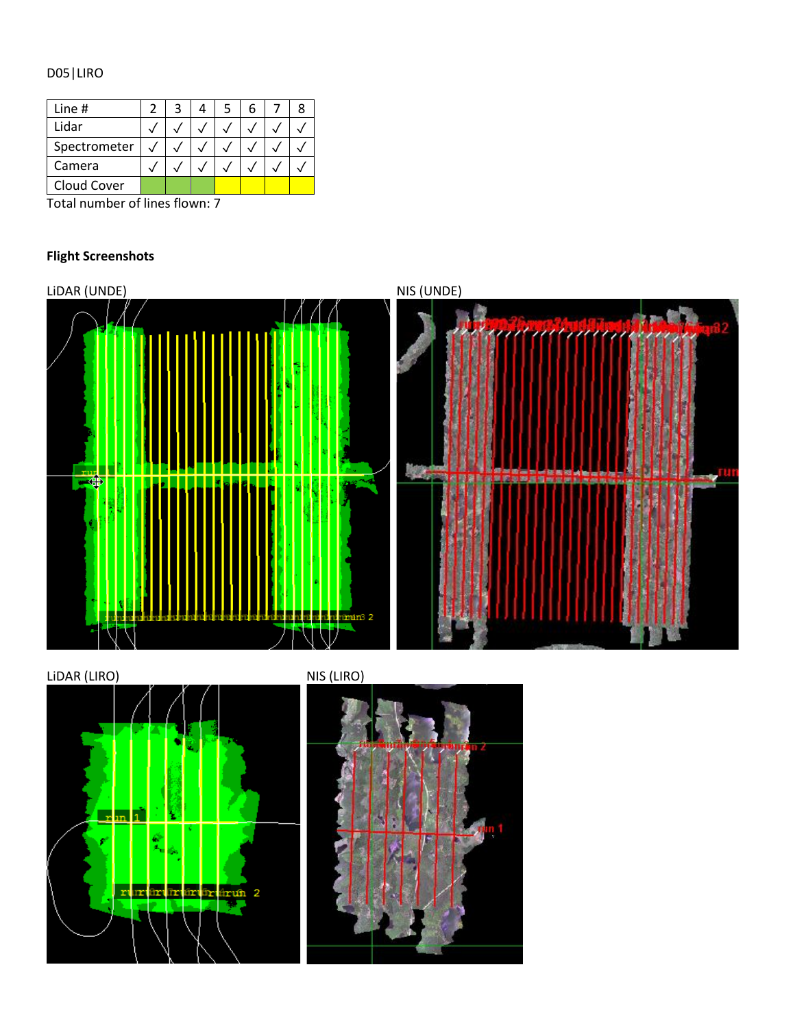D05|LIRO

| Line # | 2 | 3 | 4 | 5 | 6 | 7 | 8 |
| --- | --- | --- | --- | --- | --- | --- | --- |
| Lidar | √ | √ | √ | √ | √ | √ | √ |
| Spectrometer | √ | √ | √ | √ | √ | √ | √ |
| Camera | √ | √ | √ | √ | √ | √ | √ |
| Cloud Cover | | | | | | | |

Total number of lines flown: 7

**Flight Screenshots**

LiDAR (UNDE)

NIS (UNDE)

LiDAR (LIRO)

NIS (LIRO)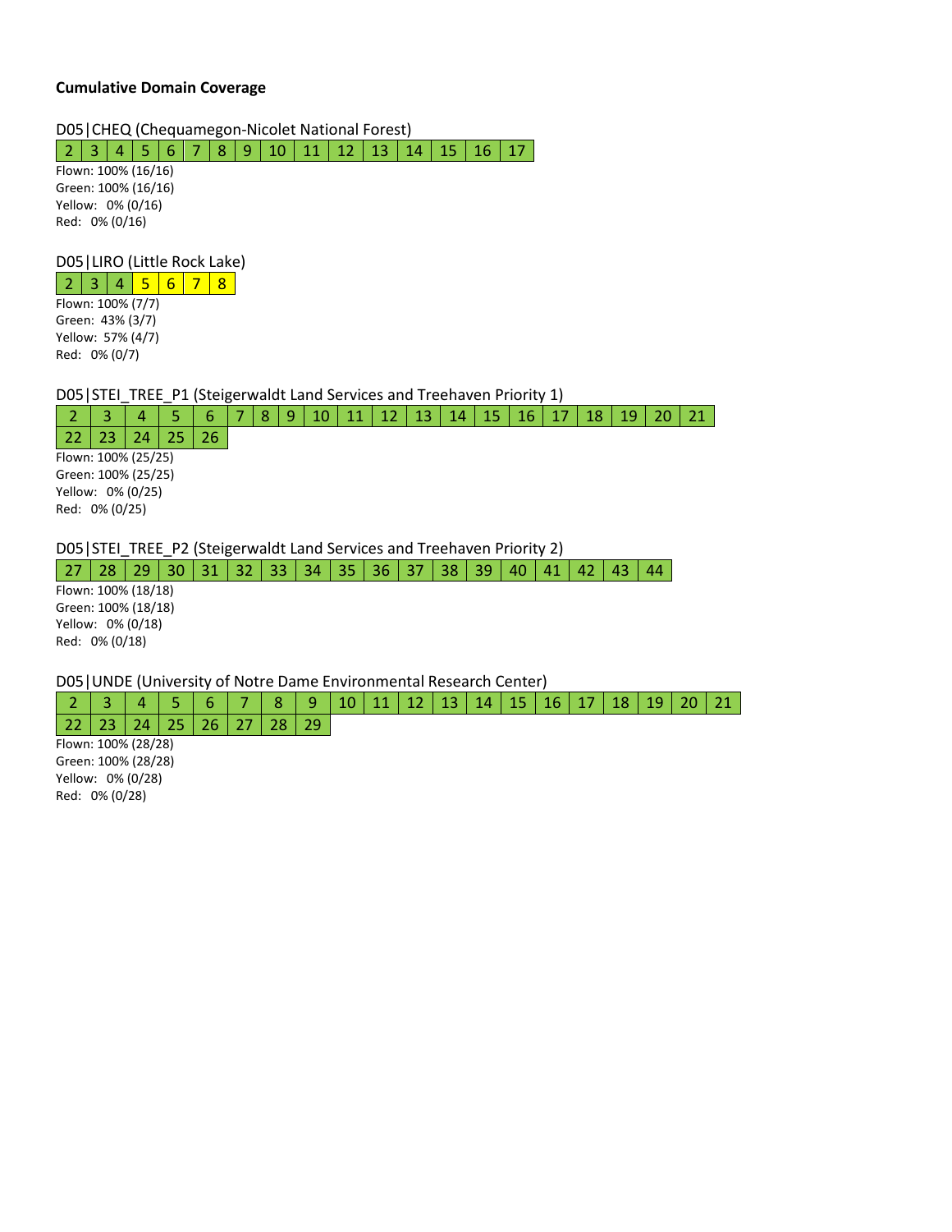**Cumulative Domain Coverage**

D05|CHEQ (Chequamegon-Nicolet National Forest)

| 2 | 3 | 4 | 5 | 6 | 7 | 8 | 9 | 10 | 11 | 12 | 13 | 14 | 15 | 16 | 17 |
|---|---|---|---|---|---|---|---|---|---|---|---|---|---|---|---|

Flown: 100% (16/16)
Green: 100% (16/16)
Yellow: 0% (0/16)
Red: 0% (0/16)

D05|LIRO (Little Rock Lake)

| 2 | 3 | 4 | 5 | 6 | 7 | 8 |
|---|---|---|---|---|---|---|

Flown: 100% (7/7)
Green: 43% (3/7)
Yellow: 57% (4/7)
Red: 0% (0/7)

D05|STEI_TREE_P1 (Steigerwaldt Land Services and Treehaven Priority 1)

| 2 | 3 | 4 | 5 | 6 | 7 | 8 | 9 | 10 | 11 | 12 | 13 | 14 | 15 | 16 | 17 | 18 | 19 | 20 | 21 |
|---|---|---|---|---|---|---|---|---|---|---|---|---|---|---|---|---|---|---|---|
| 22 | 23 | 24 | 25 | 26 | | | | | | | | | | | | | | | |

Flown: 100% (25/25)
Green: 100% (25/25)
Yellow: 0% (0/25)
Red: 0% (0/25)

D05|STEI_TREE_P2 (Steigerwaldt Land Services and Treehaven Priority 2)

| 27 | 28 | 29 | 30 | 31 | 32 | 33 | 34 | 35 | 36 | 37 | 38 | 39 | 40 | 41 | 42 | 43 | 44 |
|---|---|---|---|---|---|---|---|---|---|---|---|---|---|---|---|---|---|

Flown: 100% (18/18)
Green: 100% (18/18)
Yellow: 0% (0/18)
Red: 0% (0/18)

D05|UNDE (University of Notre Dame Environmental Research Center)

| 2 | 3 | 4 | 5 | 6 | 7 | 8 | 9 | 10 | 11 | 12 | 13 | 14 | 15 | 16 | 17 | 18 | 19 | 20 | 21 |
|---|---|---|---|---|---|---|---|---|---|---|---|---|---|---|---|---|---|---|---|
| 22 | 23 | 24 | 25 | 26 | 27 | 28 | 29 | | | | | | | | | | | | |

Flown: 100% (28/28)
Green: 100% (28/28)
Yellow: 0% (0/28)
Red: 0% (0/28)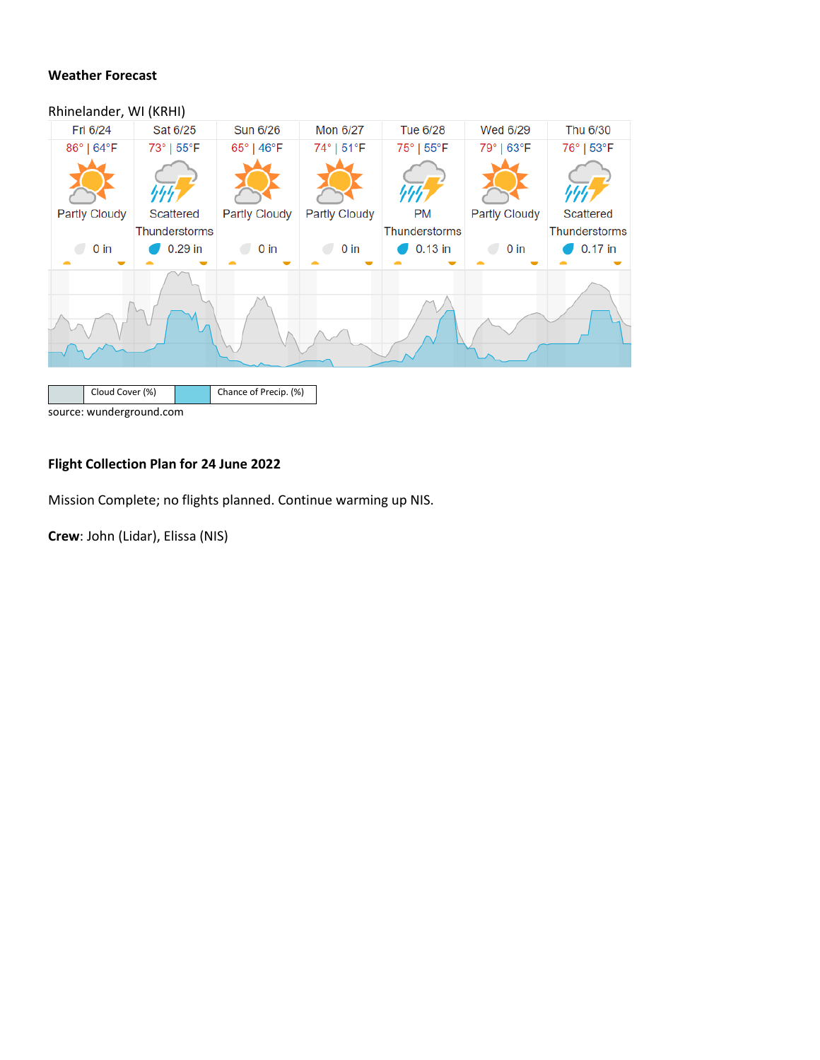**Weather Forecast**

Rhinelander, WI (KRHI)

Fri 6/24
86° | 64°F
Partly Cloudy
0 in

Sat 6/25
73° | 55°F
Scattered Thunderstorms
0.29 in

Sun 6/26
65° | 46°F
Partly Cloudy
0 in

Mon 6/27
74° | 51°F
Partly Cloudy
0 in

Tue 6/28
75° | 55°F
PM Thunderstorms
0.13 in

Wed 6/29
79° | 63°F
Partly Cloudy
0 in

Thu 6/30
76° | 53°F
Scattered Thunderstorms
0.17 in

Cloud Cover (%)
Chance of Precip. (%)

source: wunderground.com

**Flight Collection Plan for 24 June 2022**

Mission Complete; no flights planned. Continue warming up NIS.

**Crew**: John (Lidar), Elissa (NIS)